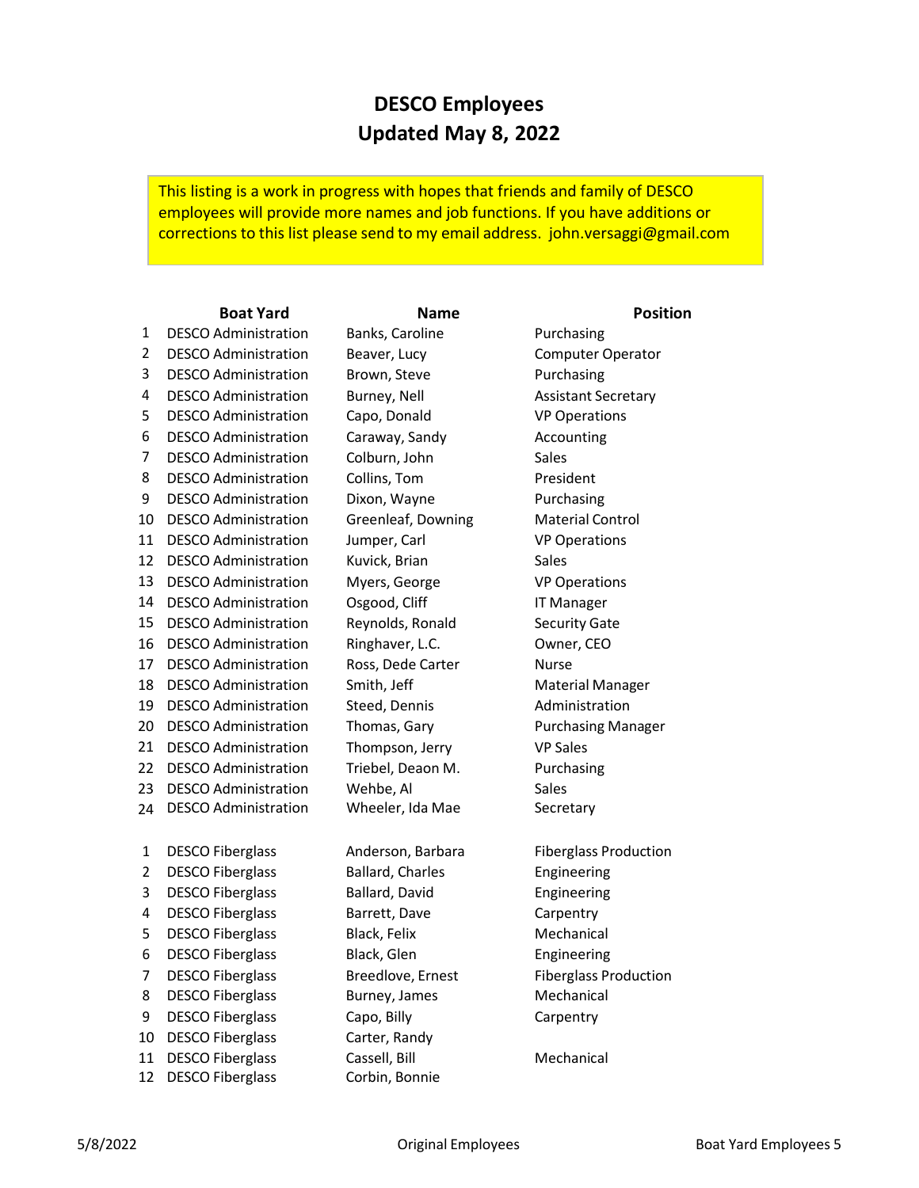# DESCO Employees
## Updated May 8, 2022

This listing is a work in progress with hopes that friends and family of DESCO employees will provide more names and job functions. If you have additions or corrections to this list please send to my email address. john.versaggi@gmail.com

| | Boat Yard | Name | Position |
|---|---|---|---|
| 1 | DESCO Administration | Banks, Caroline | Purchasing |
| 2 | DESCO Administration | Beaver, Lucy | Computer Operator |
| 3 | DESCO Administration | Brown, Steve | Purchasing |
| 4 | DESCO Administration | Burney, Nell | Assistant Secretary |
| 5 | DESCO Administration | Capo, Donald | VP Operations |
| 6 | DESCO Administration | Caraway, Sandy | Accounting |
| 7 | DESCO Administration | Colburn, John | Sales |
| 8 | DESCO Administration | Collins, Tom | President |
| 9 | DESCO Administration | Dixon, Wayne | Purchasing |
| 10 | DESCO Administration | Greenleaf, Downing | Material Control |
| 11 | DESCO Administration | Jumper, Carl | VP Operations |
| 12 | DESCO Administration | Kuvick, Brian | Sales |
| 13 | DESCO Administration | Myers, George | VP Operations |
| 14 | DESCO Administration | Osgood, Cliff | IT Manager |
| 15 | DESCO Administration | Reynolds, Ronald | Security Gate |
| 16 | DESCO Administration | Ringhaver, L.C. | Owner, CEO |
| 17 | DESCO Administration | Ross, Dede Carter | Nurse |
| 18 | DESCO Administration | Smith, Jeff | Material Manager |
| 19 | DESCO Administration | Steed, Dennis | Administration |
| 20 | DESCO Administration | Thomas, Gary | Purchasing Manager |
| 21 | DESCO Administration | Thompson, Jerry | VP Sales |
| 22 | DESCO Administration | Triebel, Deaon M. | Purchasing |
| 23 | DESCO Administration | Wehbe, Al | Sales |
| 24 | DESCO Administration | Wheeler, Ida Mae | Secretary |
| | | | |
| 1 | DESCO Fiberglass | Anderson, Barbara | Fiberglass Production |
| 2 | DESCO Fiberglass | Ballard, Charles | Engineering |
| 3 | DESCO Fiberglass | Ballard, David | Engineering |
| 4 | DESCO Fiberglass | Barrett, Dave | Carpentry |
| 5 | DESCO Fiberglass | Black, Felix | Mechanical |
| 6 | DESCO Fiberglass | Black, Glen | Engineering |
| 7 | DESCO Fiberglass | Breedlove, Ernest | Fiberglass Production |
| 8 | DESCO Fiberglass | Burney, James | Mechanical |
| 9 | DESCO Fiberglass | Capo, Billy | Carpentry |
| 10 | DESCO Fiberglass | Carter, Randy | |
| 11 | DESCO Fiberglass | Cassell, Bill | Mechanical |
| 12 | DESCO Fiberglass | Corbin, Bonnie | |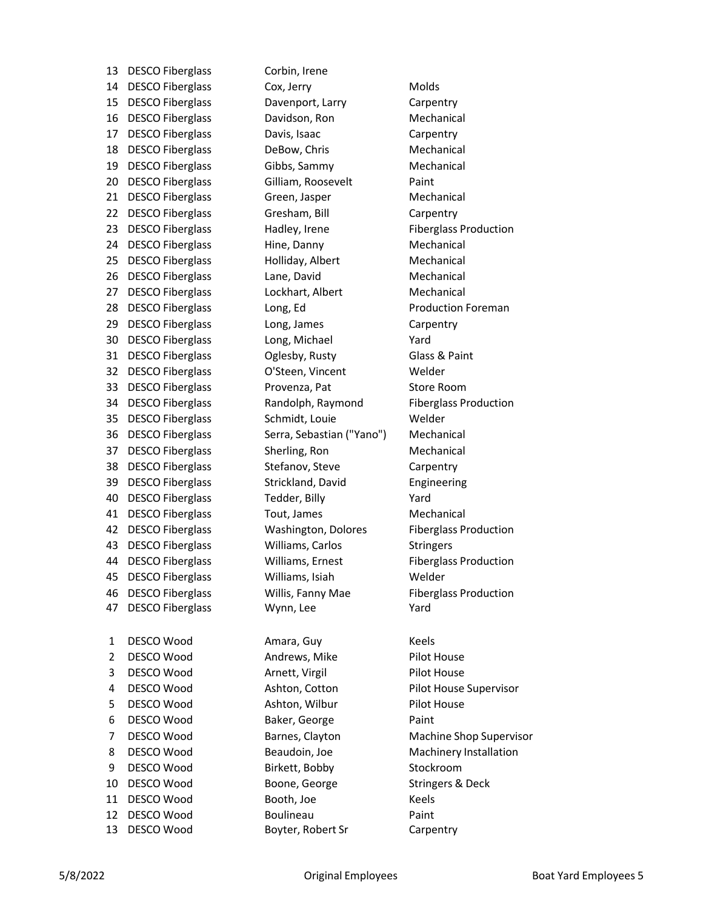| | | | |
|---|---|---|---|
| 13 | DESCO Fiberglass | Corbin, Irene | |
| 14 | DESCO Fiberglass | Cox, Jerry | Molds |
| 15 | DESCO Fiberglass | Davenport, Larry | Carpentry |
| 16 | DESCO Fiberglass | Davidson, Ron | Mechanical |
| 17 | DESCO Fiberglass | Davis, Isaac | Carpentry |
| 18 | DESCO Fiberglass | DeBow, Chris | Mechanical |
| 19 | DESCO Fiberglass | Gibbs, Sammy | Mechanical |
| 20 | DESCO Fiberglass | Gilliam, Roosevelt | Paint |
| 21 | DESCO Fiberglass | Green, Jasper | Mechanical |
| 22 | DESCO Fiberglass | Gresham, Bill | Carpentry |
| 23 | DESCO Fiberglass | Hadley, Irene | Fiberglass Production |
| 24 | DESCO Fiberglass | Hine, Danny | Mechanical |
| 25 | DESCO Fiberglass | Holliday, Albert | Mechanical |
| 26 | DESCO Fiberglass | Lane, David | Mechanical |
| 27 | DESCO Fiberglass | Lockhart, Albert | Mechanical |
| 28 | DESCO Fiberglass | Long, Ed | Production Foreman |
| 29 | DESCO Fiberglass | Long, James | Carpentry |
| 30 | DESCO Fiberglass | Long, Michael | Yard |
| 31 | DESCO Fiberglass | Oglesby, Rusty | Glass & Paint |
| 32 | DESCO Fiberglass | O'Steen, Vincent | Welder |
| 33 | DESCO Fiberglass | Provenza, Pat | Store Room |
| 34 | DESCO Fiberglass | Randolph, Raymond | Fiberglass Production |
| 35 | DESCO Fiberglass | Schmidt, Louie | Welder |
| 36 | DESCO Fiberglass | Serra, Sebastian ("Yano") | Mechanical |
| 37 | DESCO Fiberglass | Sherling, Ron | Mechanical |
| 38 | DESCO Fiberglass | Stefanov, Steve | Carpentry |
| 39 | DESCO Fiberglass | Strickland, David | Engineering |
| 40 | DESCO Fiberglass | Tedder, Billy | Yard |
| 41 | DESCO Fiberglass | Tout, James | Mechanical |
| 42 | DESCO Fiberglass | Washington, Dolores | Fiberglass Production |
| 43 | DESCO Fiberglass | Williams, Carlos | Stringers |
| 44 | DESCO Fiberglass | Williams, Ernest | Fiberglass Production |
| 45 | DESCO Fiberglass | Williams, Isiah | Welder |
| 46 | DESCO Fiberglass | Willis, Fanny Mae | Fiberglass Production |
| 47 | DESCO Fiberglass | Wynn, Lee | Yard |

| | | | |
|---|---|---|---|
| 1 | DESCO Wood | Amara, Guy | Keels |
| 2 | DESCO Wood | Andrews, Mike | Pilot House |
| 3 | DESCO Wood | Arnett, Virgil | Pilot House |
| 4 | DESCO Wood | Ashton, Cotton | Pilot House Supervisor |
| 5 | DESCO Wood | Ashton, Wilbur | Pilot House |
| 6 | DESCO Wood | Baker, George | Paint |
| 7 | DESCO Wood | Barnes, Clayton | Machine Shop Supervisor |
| 8 | DESCO Wood | Beaudoin, Joe | Machinery Installation |
| 9 | DESCO Wood | Birkett, Bobby | Stockroom |
| 10 | DESCO Wood | Boone, George | Stringers & Deck |
| 11 | DESCO Wood | Booth, Joe | Keels |
| 12 | DESCO Wood | Boulineau | Paint |
| 13 | DESCO Wood | Boyter, Robert Sr | Carpentry |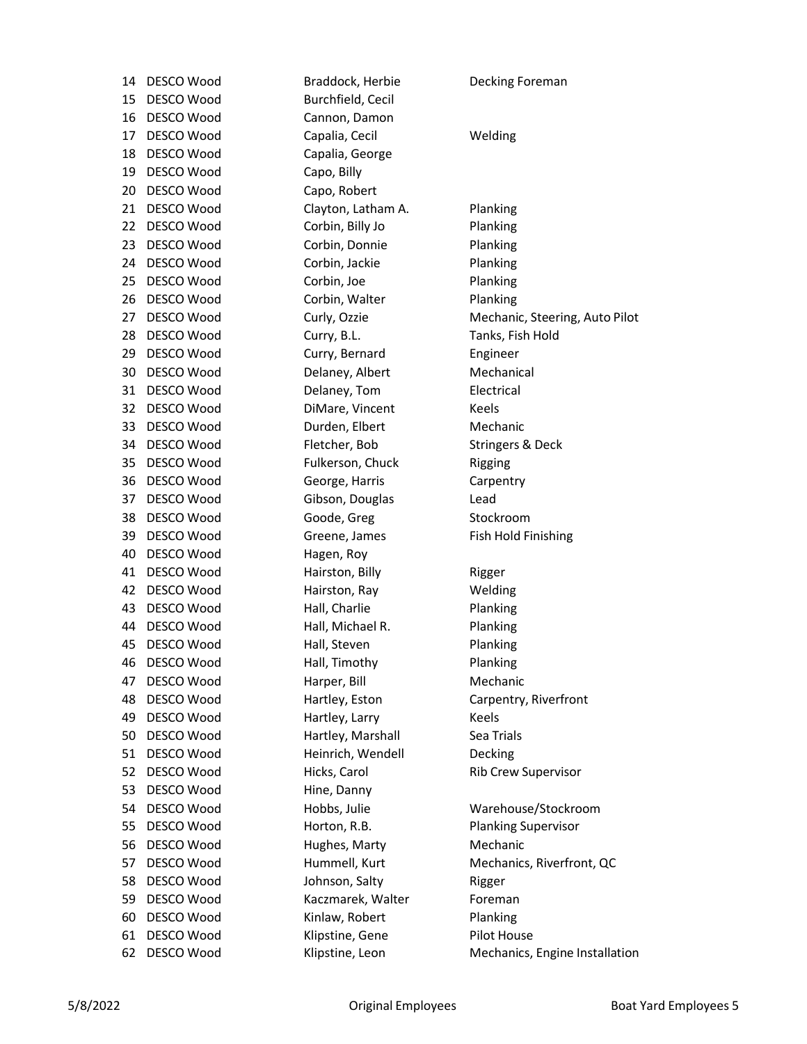| | | | |
|---|---|---|---|
| 14 | DESCO Wood | Braddock, Herbie | Decking Foreman |
| 15 | DESCO Wood | Burchfield, Cecil | |
| 16 | DESCO Wood | Cannon, Damon | |
| 17 | DESCO Wood | Capalia, Cecil | Welding |
| 18 | DESCO Wood | Capalia, George | |
| 19 | DESCO Wood | Capo, Billy | |
| 20 | DESCO Wood | Capo, Robert | |
| 21 | DESCO Wood | Clayton, Latham A. | Planking |
| 22 | DESCO Wood | Corbin, Billy Jo | Planking |
| 23 | DESCO Wood | Corbin, Donnie | Planking |
| 24 | DESCO Wood | Corbin, Jackie | Planking |
| 25 | DESCO Wood | Corbin, Joe | Planking |
| 26 | DESCO Wood | Corbin, Walter | Planking |
| 27 | DESCO Wood | Curly, Ozzie | Mechanic, Steering, Auto Pilot |
| 28 | DESCO Wood | Curry, B.L. | Tanks, Fish Hold |
| 29 | DESCO Wood | Curry, Bernard | Engineer |
| 30 | DESCO Wood | Delaney, Albert | Mechanical |
| 31 | DESCO Wood | Delaney, Tom | Electrical |
| 32 | DESCO Wood | DiMare, Vincent | Keels |
| 33 | DESCO Wood | Durden, Elbert | Mechanic |
| 34 | DESCO Wood | Fletcher, Bob | Stringers & Deck |
| 35 | DESCO Wood | Fulkerson, Chuck | Rigging |
| 36 | DESCO Wood | George, Harris | Carpentry |
| 37 | DESCO Wood | Gibson, Douglas | Lead |
| 38 | DESCO Wood | Goode, Greg | Stockroom |
| 39 | DESCO Wood | Greene, James | Fish Hold Finishing |
| 40 | DESCO Wood | Hagen, Roy | |
| 41 | DESCO Wood | Hairston, Billy | Rigger |
| 42 | DESCO Wood | Hairston, Ray | Welding |
| 43 | DESCO Wood | Hall, Charlie | Planking |
| 44 | DESCO Wood | Hall, Michael R. | Planking |
| 45 | DESCO Wood | Hall, Steven | Planking |
| 46 | DESCO Wood | Hall, Timothy | Planking |
| 47 | DESCO Wood | Harper, Bill | Mechanic |
| 48 | DESCO Wood | Hartley, Eston | Carpentry, Riverfront |
| 49 | DESCO Wood | Hartley, Larry | Keels |
| 50 | DESCO Wood | Hartley, Marshall | Sea Trials |
| 51 | DESCO Wood | Heinrich, Wendell | Decking |
| 52 | DESCO Wood | Hicks, Carol | Rib Crew Supervisor |
| 53 | DESCO Wood | Hine, Danny | |
| 54 | DESCO Wood | Hobbs, Julie | Warehouse/Stockroom |
| 55 | DESCO Wood | Horton, R.B. | Planking Supervisor |
| 56 | DESCO Wood | Hughes, Marty | Mechanic |
| 57 | DESCO Wood | Hummell, Kurt | Mechanics, Riverfront, QC |
| 58 | DESCO Wood | Johnson, Salty | Rigger |
| 59 | DESCO Wood | Kaczmarek, Walter | Foreman |
| 60 | DESCO Wood | Kinlaw, Robert | Planking |
| 61 | DESCO Wood | Klipstine, Gene | Pilot House |
| 62 | DESCO Wood | Klipstine, Leon | Mechanics, Engine Installation |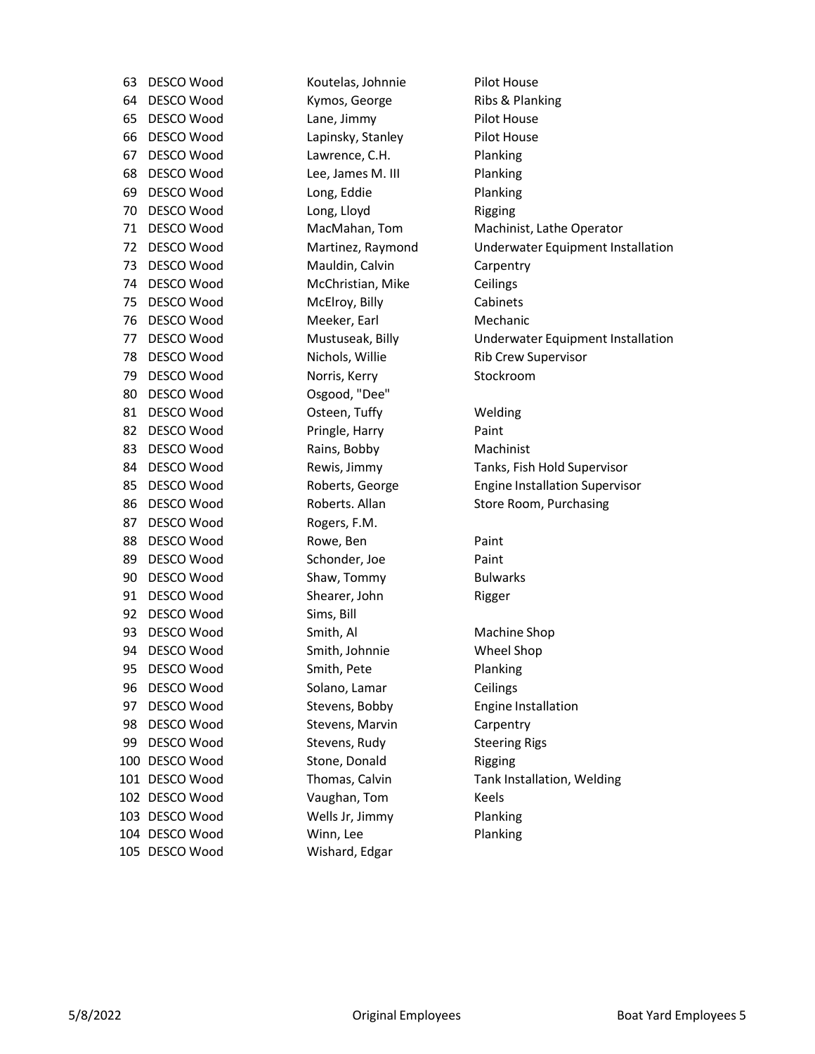| | | | |
|---|---|---|---|
| 63 | DESCO Wood | Koutelas, Johnnie | Pilot House |
| 64 | DESCO Wood | Kymos, George | Ribs & Planking |
| 65 | DESCO Wood | Lane, Jimmy | Pilot House |
| 66 | DESCO Wood | Lapinsky, Stanley | Pilot House |
| 67 | DESCO Wood | Lawrence, C.H. | Planking |
| 68 | DESCO Wood | Lee, James M. III | Planking |
| 69 | DESCO Wood | Long, Eddie | Planking |
| 70 | DESCO Wood | Long, Lloyd | Rigging |
| 71 | DESCO Wood | MacMahan, Tom | Machinist, Lathe Operator |
| 72 | DESCO Wood | Martinez, Raymond | Underwater Equipment Installation |
| 73 | DESCO Wood | Mauldin, Calvin | Carpentry |
| 74 | DESCO Wood | McChristian, Mike | Ceilings |
| 75 | DESCO Wood | McElroy, Billy | Cabinets |
| 76 | DESCO Wood | Meeker, Earl | Mechanic |
| 77 | DESCO Wood | Mustuseak, Billy | Underwater Equipment Installation |
| 78 | DESCO Wood | Nichols, Willie | Rib Crew Supervisor |
| 79 | DESCO Wood | Norris, Kerry | Stockroom |
| 80 | DESCO Wood | Osgood, "Dee" | |
| 81 | DESCO Wood | Osteen, Tuffy | Welding |
| 82 | DESCO Wood | Pringle, Harry | Paint |
| 83 | DESCO Wood | Rains, Bobby | Machinist |
| 84 | DESCO Wood | Rewis, Jimmy | Tanks, Fish Hold Supervisor |
| 85 | DESCO Wood | Roberts, George | Engine Installation Supervisor |
| 86 | DESCO Wood | Roberts. Allan | Store Room, Purchasing |
| 87 | DESCO Wood | Rogers, F.M. | |
| 88 | DESCO Wood | Rowe, Ben | Paint |
| 89 | DESCO Wood | Schonder, Joe | Paint |
| 90 | DESCO Wood | Shaw, Tommy | Bulwarks |
| 91 | DESCO Wood | Shearer, John | Rigger |
| 92 | DESCO Wood | Sims, Bill | |
| 93 | DESCO Wood | Smith, Al | Machine Shop |
| 94 | DESCO Wood | Smith, Johnnie | Wheel Shop |
| 95 | DESCO Wood | Smith, Pete | Planking |
| 96 | DESCO Wood | Solano, Lamar | Ceilings |
| 97 | DESCO Wood | Stevens, Bobby | Engine Installation |
| 98 | DESCO Wood | Stevens, Marvin | Carpentry |
| 99 | DESCO Wood | Stevens, Rudy | Steering Rigs |
| 100 | DESCO Wood | Stone, Donald | Rigging |
| 101 | DESCO Wood | Thomas, Calvin | Tank Installation, Welding |
| 102 | DESCO Wood | Vaughan, Tom | Keels |
| 103 | DESCO Wood | Wells Jr, Jimmy | Planking |
| 104 | DESCO Wood | Winn, Lee | Planking |
| 105 | DESCO Wood | Wishard, Edgar | |